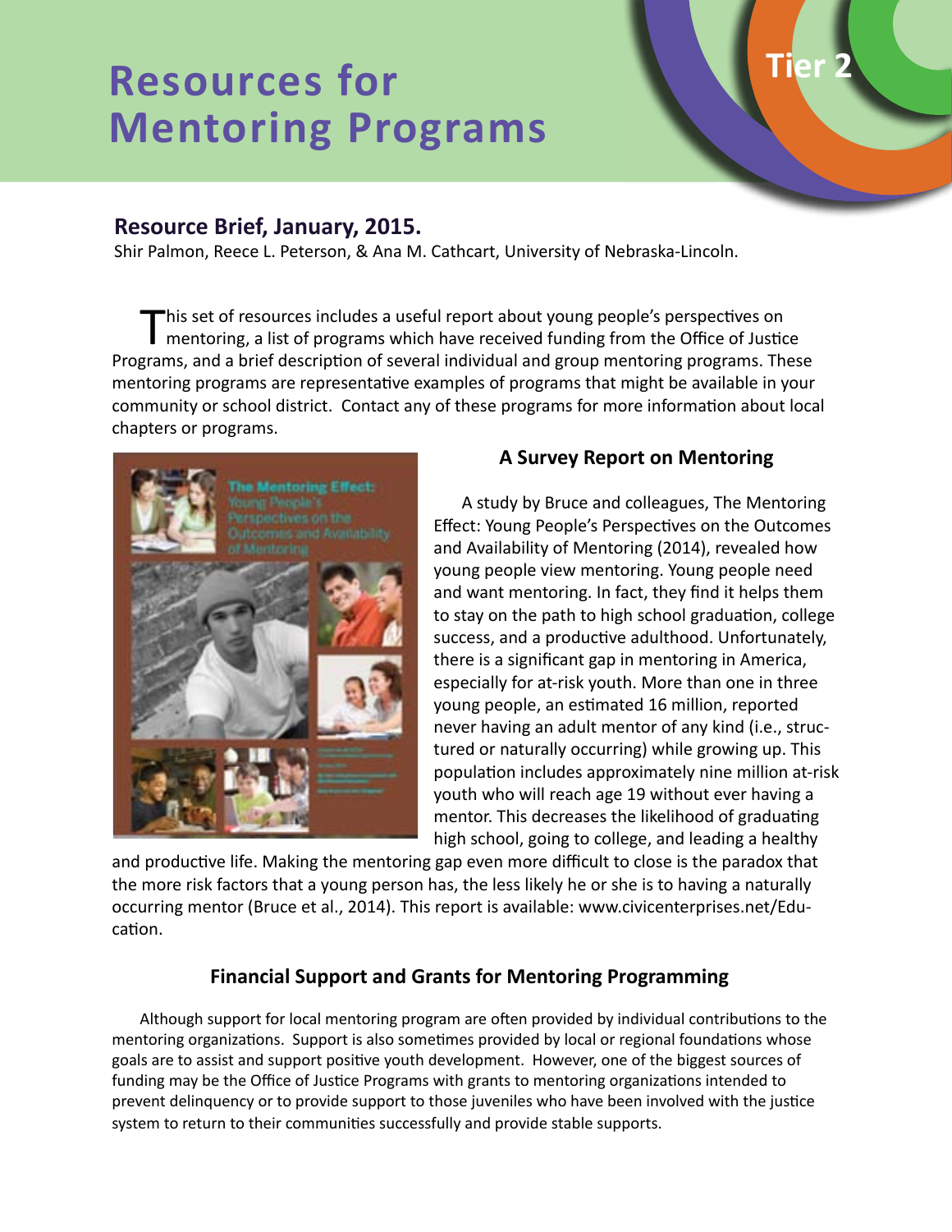# Resources for Mentoring Programs

Tier 2

## Resource Brief, January, 2015.

Shir Palmon, Reece L. Peterson, & Ana M. Cathcart, University of Nebraska-Lincoln.

This set of resources includes a useful report about young people's perspectives on mentoring, a list of programs which have received funding from the Office of Justice Programs, and a brief description of several individual and group mentoring programs. These mentoring programs are representative examples of programs that might be available in your community or school district. Contact any of these programs for more information about local chapters or programs.

### A Survey Report on Mentoring

A study by Bruce and colleagues, The Mentoring Effect: Young People's Perspectives on the Outcomes and Availability of Mentoring (2014), revealed how young people view mentoring. Young people need and want mentoring. In fact, they find it helps them to stay on the path to high school graduation, college success, and a productive adulthood. Unfortunately, there is a significant gap in mentoring in America, especially for at-risk youth. More than one in three young people, an estimated 16 million, reported never having an adult mentor of any kind (i.e., structured or naturally occurring) while growing up. This population includes approximately nine million at-risk youth who will reach age 19 without ever having a mentor. This decreases the likelihood of graduating high school, going to college, and leading a healthy and productive life. Making the mentoring gap even more difficult to close is the paradox that the more risk factors that a young person has, the less likely he or she is to having a naturally occurring mentor (Bruce et al., 2014). This report is available: www.civicenterprises.net/Education.

### Financial Support and Grants for Mentoring Programming

Although support for local mentoring program are often provided by individual contributions to the mentoring organizations. Support is also sometimes provided by local or regional foundations whose goals are to assist and support positive youth development. However, one of the biggest sources of funding may be the Office of Justice Programs with grants to mentoring organizations intended to prevent delinquency or to provide support to those juveniles who have been involved with the justice system to return to their communities successfully and provide stable supports.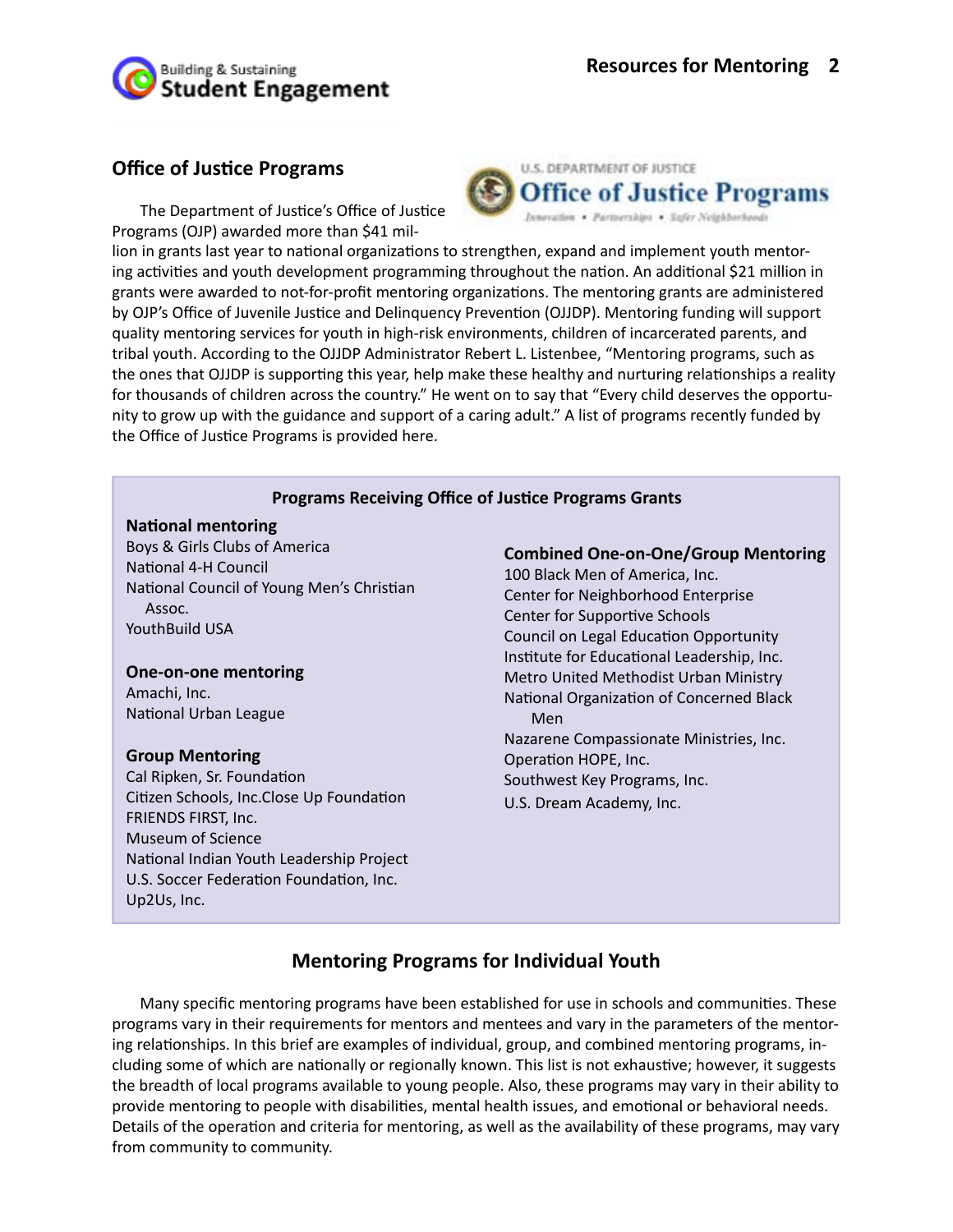## Office of Justice Programs

The Department of Justice's Office of Justice Programs (OJP) awarded more than $41 million in grants last year to national organizations to strengthen, expand and implement youth mentoring activities and youth development programming throughout the nation. An additional $21 million in grants were awarded to not-for-profit mentoring organizations. The mentoring grants are administered by OJP's Office of Juvenile Justice and Delinquency Prevention (OJJDP). Mentoring funding will support quality mentoring services for youth in high-risk environments, children of incarcerated parents, and tribal youth. According to the OJJDP Administrator Robert L. Listenbee, "Mentoring programs, such as the ones that OJJDP is supporting this year, help make these healthy and nurturing relationships a reality for thousands of children across the country." He went on to say that "Every child deserves the opportunity to grow up with the guidance and support of a caring adult." A list of programs recently funded by the Office of Justice Programs is provided here.

### Programs Receiving Office of Justice Programs Grants

**National mentoring**

Boys & Girls Clubs of America
National 4-H Council
National Council of Young Men's Christian Assoc.
YouthBuild USA

**One-on-one mentoring**

Amachi, Inc.
National Urban League

**Group Mentoring**

Cal Ripken, Sr. Foundation
Citizen Schools, Inc.Close Up Foundation
FRIENDS FIRST, Inc.
Museum of Science
National Indian Youth Leadership Project
U.S. Soccer Federation Foundation, Inc.
Up2Us, Inc.

**Combined One-on-One/Group Mentoring**

100 Black Men of America, Inc.
Center for Neighborhood Enterprise
Center for Supportive Schools
Council on Legal Education Opportunity
Institute for Educational Leadership, Inc.
Metro United Methodist Urban Ministry
National Organization of Concerned Black Men
Nazarene Compassionate Ministries, Inc.
Operation HOPE, Inc.
Southwest Key Programs, Inc.
U.S. Dream Academy, Inc.

## Mentoring Programs for Individual Youth

Many specific mentoring programs have been established for use in schools and communities. These programs vary in their requirements for mentors and mentees and vary in the parameters of the mentoring relationships. In this brief are examples of individual, group, and combined mentoring programs, including some of which are nationally or regionally known. This list is not exhaustive; however, it suggests the breadth of local programs available to young people. Also, these programs may vary in their ability to provide mentoring to people with disabilities, mental health issues, and emotional or behavioral needs. Details of the operation and criteria for mentoring, as well as the availability of these programs, may vary from community to community.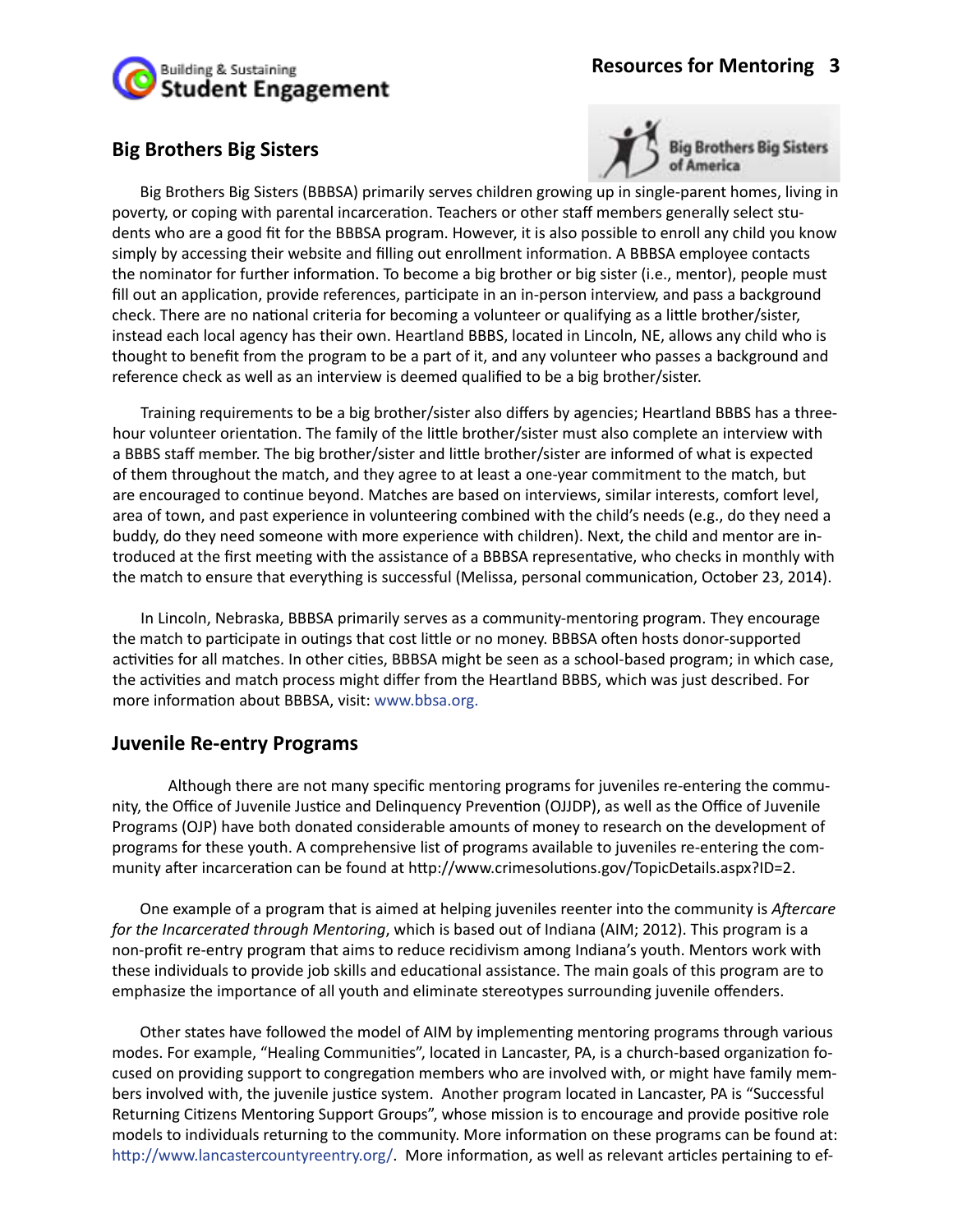## Big Brothers Big Sisters

Big Brothers Big Sisters (BBBSA) primarily serves children growing up in single-parent homes, living in poverty, or coping with parental incarceration. Teachers or other staff members generally select students who are a good fit for the BBBSA program. However, it is also possible to enroll any child you know simply by accessing their website and filling out enrollment information. A BBBSA employee contacts the nominator for further information. To become a big brother or big sister (i.e., mentor), people must fill out an application, provide references, participate in an in-person interview, and pass a background check. There are no national criteria for becoming a volunteer or qualifying as a little brother/sister, instead each local agency has their own. Heartland BBBS, located in Lincoln, NE, allows any child who is thought to benefit from the program to be a part of it, and any volunteer who passes a background and reference check as well as an interview is deemed qualified to be a big brother/sister.

Training requirements to be a big brother/sister also differs by agencies; Heartland BBBS has a three-hour volunteer orientation. The family of the little brother/sister must also complete an interview with a BBBS staff member. The big brother/sister and little brother/sister are informed of what is expected of them throughout the match, and they agree to at least a one-year commitment to the match, but are encouraged to continue beyond. Matches are based on interviews, similar interests, comfort level, area of town, and past experience in volunteering combined with the child's needs (e.g., do they need a buddy, do they need someone with more experience with children). Next, the child and mentor are introduced at the first meeting with the assistance of a BBBSA representative, who checks in monthly with the match to ensure that everything is successful (Melissa, personal communication, October 23, 2014).

In Lincoln, Nebraska, BBBSA primarily serves as a community-mentoring program. They encourage the match to participate in outings that cost little or no money. BBBSA often hosts donor-supported activities for all matches. In other cities, BBBSA might be seen as a school-based program; in which case, the activities and match process might differ from the Heartland BBBS, which was just described. For more information about BBBSA, visit: www.bbsa.org.

## Juvenile Re-entry Programs

Although there are not many specific mentoring programs for juveniles re-entering the community, the Office of Juvenile Justice and Delinquency Prevention (OJJDP), as well as the Office of Juvenile Programs (OJP) have both donated considerable amounts of money to research on the development of programs for these youth. A comprehensive list of programs available to juveniles re-entering the community after incarceration can be found at http://www.crimesolutions.gov/TopicDetails.aspx?ID=2.

One example of a program that is aimed at helping juveniles reenter into the community is *Aftercare for the Incarcerated through Mentoring*, which is based out of Indiana (AIM; 2012). This program is a non-profit re-entry program that aims to reduce recidivism among Indiana's youth. Mentors work with these individuals to provide job skills and educational assistance. The main goals of this program are to emphasize the importance of all youth and eliminate stereotypes surrounding juvenile offenders.

Other states have followed the model of AIM by implementing mentoring programs through various modes. For example, "Healing Communities", located in Lancaster, PA, is a church-based organization focused on providing support to congregation members who are involved with, or might have family members involved with, the juvenile justice system. Another program located in Lancaster, PA is "Successful Returning Citizens Mentoring Support Groups", whose mission is to encourage and provide positive role models to individuals returning to the community. More information on these programs can be found at: http://www.lancastercountyreentry.org/. More information, as well as relevant articles pertaining to ef-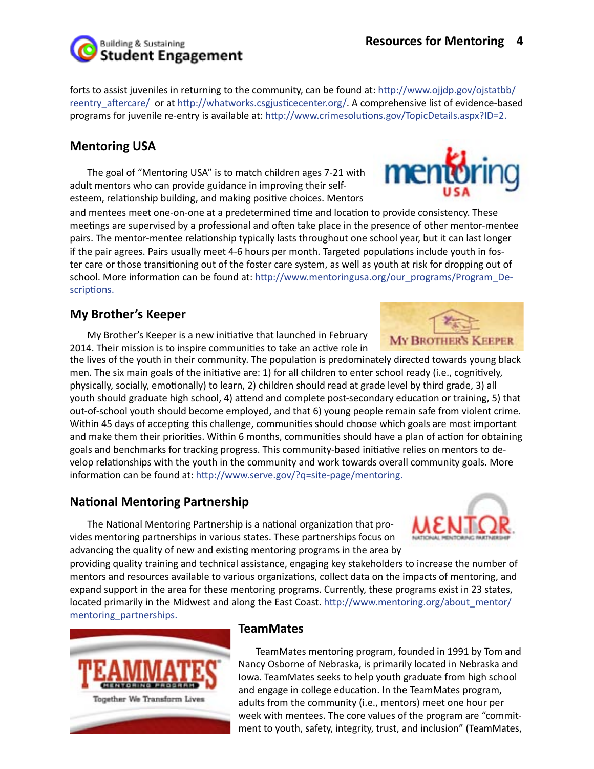forts to assist juveniles in returning to the community, can be found at: http://www.ojjdp.gov/ojstatbb/reentry_aftercare/ or at http://whatworks.csgjusticecenter.org/. A comprehensive list of evidence-based programs for juvenile re-entry is available at: http://www.crimesolutions.gov/TopicDetails.aspx?ID=2.

## Mentoring USA

The goal of "Mentoring USA" is to match children ages 7-21 with adult mentors who can provide guidance in improving their self-esteem, relationship building, and making positive choices. Mentors and mentees meet one-on-one at a predetermined time and location to provide consistency. These meetings are supervised by a professional and often take place in the presence of other mentor-mentee pairs. The mentor-mentee relationship typically lasts throughout one school year, but it can last longer if the pair agrees. Pairs usually meet 4-6 hours per month. Targeted populations include youth in foster care or those transitioning out of the foster care system, as well as youth at risk for dropping out of school. More information can be found at: http://www.mentoringusa.org/our_programs/Program_Descriptions.

## My Brother's Keeper

My Brother's Keeper is a new initiative that launched in February 2014. Their mission is to inspire communities to take an active role in the lives of the youth in their community. The population is predominately directed towards young black men. The six main goals of the initiative are: 1) for all children to enter school ready (i.e., cognitively, physically, socially, emotionally) to learn, 2) children should read at grade level by third grade, 3) all youth should graduate high school, 4) attend and complete post-secondary education or training, 5) that out-of-school youth should become employed, and that 6) young people remain safe from violent crime. Within 45 days of accepting this challenge, communities should choose which goals are most important and make them their priorities. Within 6 months, communities should have a plan of action for obtaining goals and benchmarks for tracking progress. This community-based initiative relies on mentors to develop relationships with the youth in the community and work towards overall community goals. More information can be found at: http://www.serve.gov/?q=site-page/mentoring.

## National Mentoring Partnership

The National Mentoring Partnership is a national organization that provides mentoring partnerships in various states. These partnerships focus on advancing the quality of new and existing mentoring programs in the area by providing quality training and technical assistance, engaging key stakeholders to increase the number of mentors and resources available to various organizations, collect data on the impacts of mentoring, and expand support in the area for these mentoring programs. Currently, these programs exist in 23 states, located primarily in the Midwest and along the East Coast. http://www.mentoring.org/about_mentor/mentoring_partnerships.

## TeamMates

TeamMates mentoring program, founded in 1991 by Tom and Nancy Osborne of Nebraska, is primarily located in Nebraska and Iowa. TeamMates seeks to help youth graduate from high school and engage in college education. In the TeamMates program, adults from the community (i.e., mentors) meet one hour per week with mentees. The core values of the program are "commitment to youth, safety, integrity, trust, and inclusion" (TeamMates,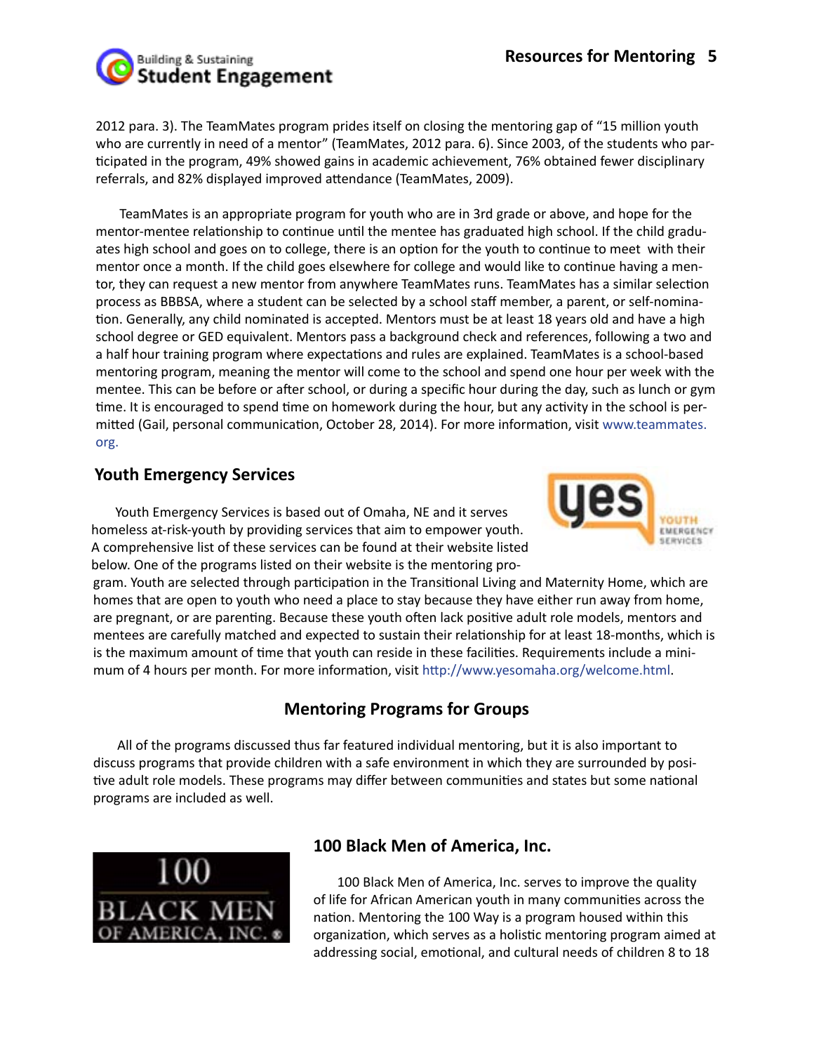2012 para. 3). The TeamMates program prides itself on closing the mentoring gap of "15 million youth who are currently in need of a mentor" (TeamMates, 2012 para. 6). Since 2003, of the students who participated in the program, 49% showed gains in academic achievement, 76% obtained fewer disciplinary referrals, and 82% displayed improved attendance (TeamMates, 2009).

TeamMates is an appropriate program for youth who are in 3rd grade or above, and hope for the mentor-mentee relationship to continue until the mentee has graduated high school. If the child graduates high school and goes on to college, there is an option for the youth to continue to meet with their mentor once a month. If the child goes elsewhere for college and would like to continue having a mentor, they can request a new mentor from anywhere TeamMates runs. TeamMates has a similar selection process as BBBSA, where a student can be selected by a school staff member, a parent, or self-nomination. Generally, any child nominated is accepted. Mentors must be at least 18 years old and have a high school degree or GED equivalent. Mentors pass a background check and references, following a two and a half hour training program where expectations and rules are explained. TeamMates is a school-based mentoring program, meaning the mentor will come to the school and spend one hour per week with the mentee. This can be before or after school, or during a specific hour during the day, such as lunch or gym time. It is encouraged to spend time on homework during the hour, but any activity in the school is permitted (Gail, personal communication, October 28, 2014). For more information, visit www.teammates.org.

## Youth Emergency Services

Youth Emergency Services is based out of Omaha, NE and it serves homeless at-risk-youth by providing services that aim to empower youth. A comprehensive list of these services can be found at their website listed below. One of the programs listed on their website is the mentoring program. Youth are selected through participation in the Transitional Living and Maternity Home, which are homes that are open to youth who need a place to stay because they have either run away from home, are pregnant, or are parenting. Because these youth often lack positive adult role models, mentors and mentees are carefully matched and expected to sustain their relationship for at least 18-months, which is the maximum amount of time that youth can reside in these facilities. Requirements include a minimum of 4 hours per month. For more information, visit http://www.yesomaha.org/welcome.html.

## Mentoring Programs for Groups

All of the programs discussed thus far featured individual mentoring, but it is also important to discuss programs that provide children with a safe environment in which they are surrounded by positive adult role models. These programs may differ between communities and states but some national programs are included as well.

## 100 Black Men of America, Inc.

100 Black Men of America, Inc. serves to improve the quality of life for African American youth in many communities across the nation. Mentoring the 100 Way is a program housed within this organization, which serves as a holistic mentoring program aimed at addressing social, emotional, and cultural needs of children 8 to 18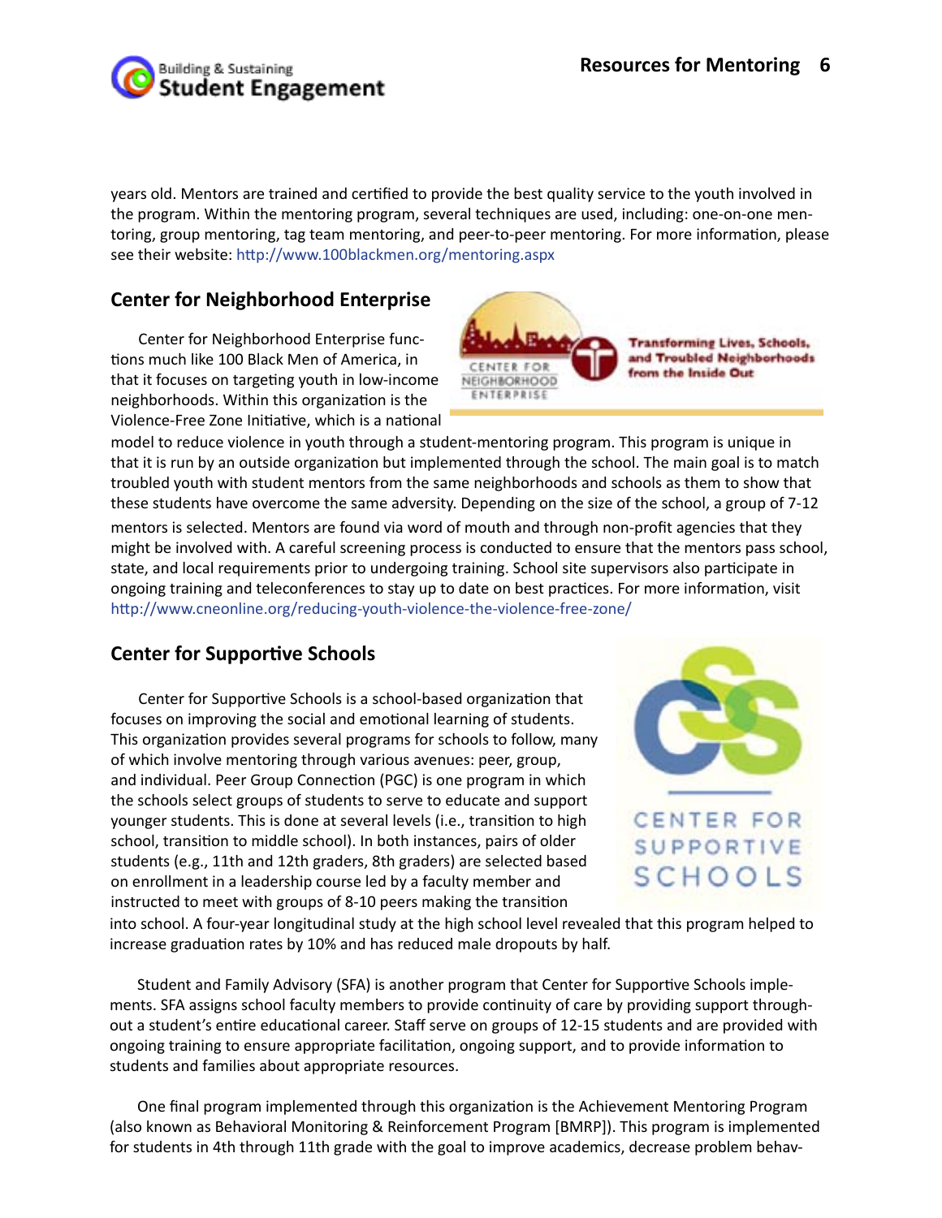years old. Mentors are trained and certified to provide the best quality service to the youth involved in the program. Within the mentoring program, several techniques are used, including: one-on-one mentoring, group mentoring, tag team mentoring, and peer-to-peer mentoring. For more information, please see their website: http://www.100blackmen.org/mentoring.aspx

## Center for Neighborhood Enterprise

Center for Neighborhood Enterprise functions much like 100 Black Men of America, in that it focuses on targeting youth in low-income neighborhoods. Within this organization is the Violence-Free Zone Initiative, which is a national model to reduce violence in youth through a student-mentoring program. This program is unique in that it is run by an outside organization but implemented through the school. The main goal is to match troubled youth with student mentors from the same neighborhoods and schools as them to show that these students have overcome the same adversity. Depending on the size of the school, a group of 7-12 mentors is selected. Mentors are found via word of mouth and through non-profit agencies that they might be involved with. A careful screening process is conducted to ensure that the mentors pass school, state, and local requirements prior to undergoing training. School site supervisors also participate in ongoing training and teleconferences to stay up to date on best practices. For more information, visit http://www.cneonline.org/reducing-youth-violence-the-violence-free-zone/

## Center for Supportive Schools

Center for Supportive Schools is a school-based organization that focuses on improving the social and emotional learning of students. This organization provides several programs for schools to follow, many of which involve mentoring through various avenues: peer, group, and individual. Peer Group Connection (PGC) is one program in which the schools select groups of students to serve to educate and support younger students. This is done at several levels (i.e., transition to high school, transition to middle school). In both instances, pairs of older students (e.g., 11th and 12th graders, 8th graders) are selected based on enrollment in a leadership course led by a faculty member and instructed to meet with groups of 8-10 peers making the transition into school. A four-year longitudinal study at the high school level revealed that this program helped to increase graduation rates by 10% and has reduced male dropouts by half.

Student and Family Advisory (SFA) is another program that Center for Supportive Schools implements. SFA assigns school faculty members to provide continuity of care by providing support throughout a student's entire educational career. Staff serve on groups of 12-15 students and are provided with ongoing training to ensure appropriate facilitation, ongoing support, and to provide information to students and families about appropriate resources.

One final program implemented through this organization is the Achievement Mentoring Program (also known as Behavioral Monitoring & Reinforcement Program [BMRP]). This program is implemented for students in 4th through 11th grade with the goal to improve academics, decrease problem behav-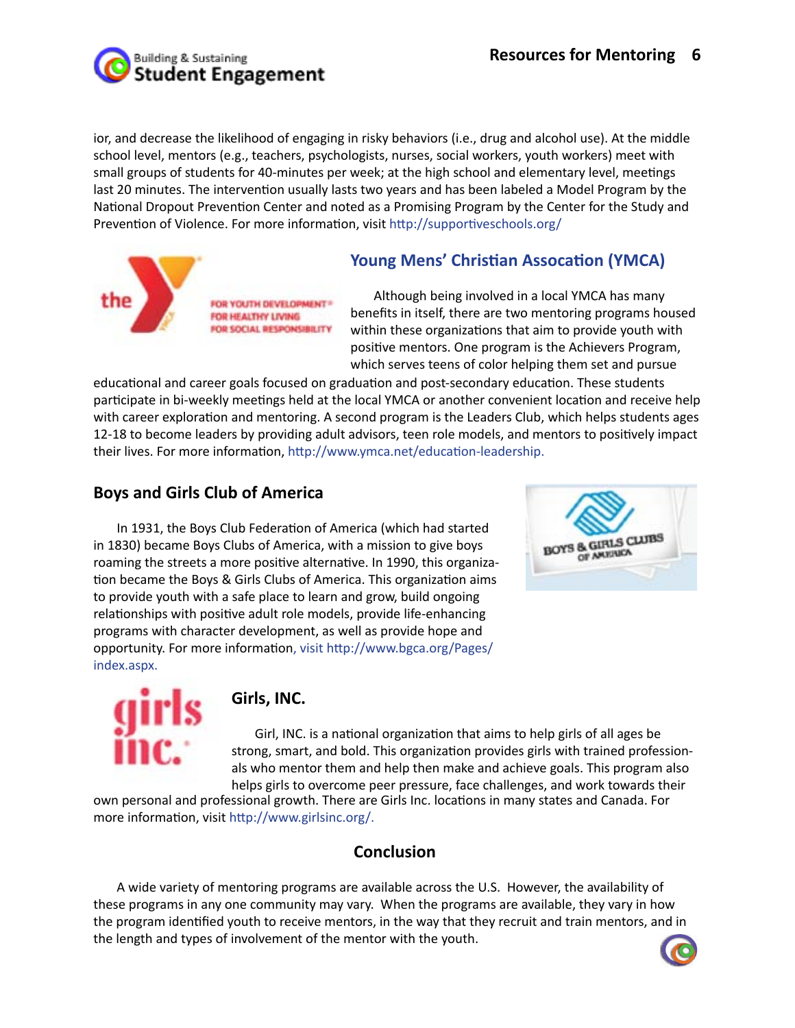ior, and decrease the likelihood of engaging in risky behaviors (i.e., drug and alcohol use). At the middle school level, mentors (e.g., teachers, psychologists, nurses, social workers, youth workers) meet with small groups of students for 40-minutes per week; at the high school and elementary level, meetings last 20 minutes. The intervention usually lasts two years and has been labeled a Model Program by the National Dropout Prevention Center and noted as a Promising Program by the Center for the Study and Prevention of Violence. For more information, visit http://supportiveschools.org/

## Young Mens' Christian Assocation (YMCA)

Although being involved in a local YMCA has many benefits in itself, there are two mentoring programs housed within these organizations that aim to provide youth with positive mentors. One program is the Achievers Program, which serves teens of color helping them set and pursue educational and career goals focused on graduation and post-secondary education. These students participate in bi-weekly meetings held at the local YMCA or another convenient location and receive help with career exploration and mentoring. A second program is the Leaders Club, which helps students ages 12-18 to become leaders by providing adult advisors, teen role models, and mentors to positively impact their lives. For more information, http://www.ymca.net/education-leadership.

## Boys and Girls Club of America

In 1931, the Boys Club Federation of America (which had started in 1830) became Boys Clubs of America, with a mission to give boys roaming the streets a more positive alternative. In 1990, this organization became the Boys & Girls Clubs of America. This organization aims to provide youth with a safe place to learn and grow, build ongoing relationships with positive adult role models, provide life-enhancing programs with character development, as well as provide hope and opportunity. For more information, visit http://www.bgca.org/Pages/index.aspx.

## Girls, INC.

Girl, INC. is a national organization that aims to help girls of all ages be strong, smart, and bold. This organization provides girls with trained professionals who mentor them and help then make and achieve goals. This program also helps girls to overcome peer pressure, face challenges, and work towards their own personal and professional growth. There are Girls Inc. locations in many states and Canada. For more information, visit http://www.girlsinc.org/.

## Conclusion

A wide variety of mentoring programs are available across the U.S. However, the availability of these programs in any one community may vary. When the programs are available, they vary in how the program identified youth to receive mentors, in the way that they recruit and train mentors, and in the length and types of involvement of the mentor with the youth.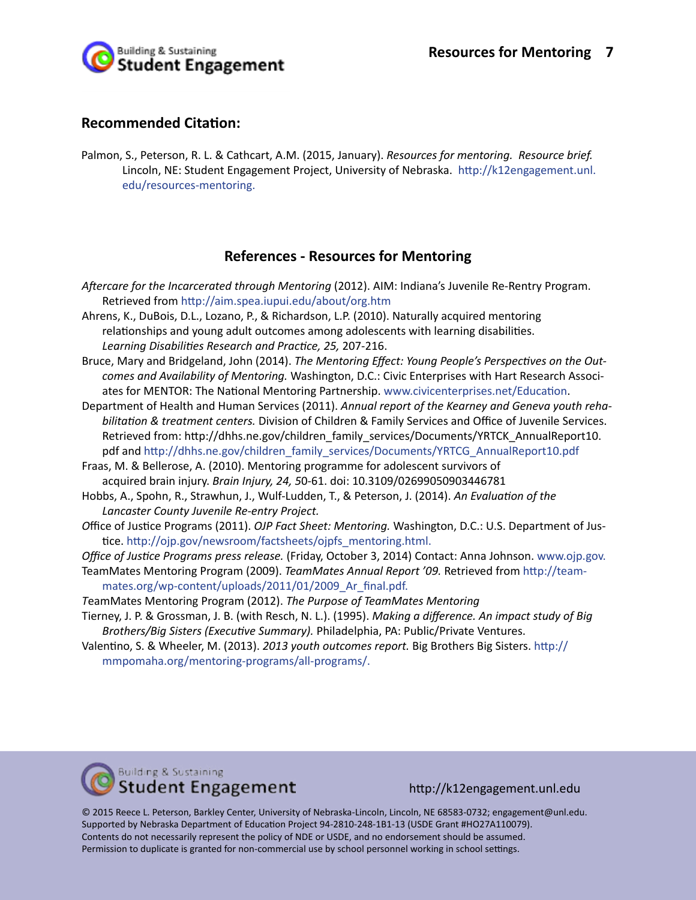## Recommended Citation:

Palmon, S., Peterson, R. L. & Cathcart, A.M. (2015, January). *Resources for mentoring. Resource brief.* Lincoln, NE: Student Engagement Project, University of Nebraska. http://k12engagement.unl.edu/resources-mentoring.

## References - Resources for Mentoring

*Aftercare for the Incarcerated through Mentoring* (2012). AIM: Indiana's Juvenile Re-Rentry Program. Retrieved from http://aim.spea.iupui.edu/about/org.htm

Ahrens, K., DuBois, D.L., Lozano, P., & Richardson, L.P. (2010). Naturally acquired mentoring relationships and young adult outcomes among adolescents with learning disabilities. *Learning Disabilities Research and Practice, 25,* 207-216.

Bruce, Mary and Bridgeland, John (2014). *The Mentoring Effect: Young People's Perspectives on the Outcomes and Availability of Mentoring.* Washington, D.C.: Civic Enterprises with Hart Research Associates for MENTOR: The National Mentoring Partnership. www.civicenterprises.net/Education.

Department of Health and Human Services (2011). *Annual report of the Kearney and Geneva youth rehabilitation & treatment centers.* Division of Children & Family Services and Office of Juvenile Services. Retrieved from: http://dhhs.ne.gov/children_family_services/Documents/YRTCK_AnnualReport10.pdf and http://dhhs.ne.gov/children_family_services/Documents/YRTCG_AnnualReport10.pdf

Fraas, M. & Bellerose, A. (2010). Mentoring programme for adolescent survivors of acquired brain injury. *Brain Injury, 24,* 50-61. doi: 10.3109/02699050903446781

Hobbs, A., Spohn, R., Strawhun, J., Wulf-Ludden, T., & Peterson, J. (2014). *An Evaluation of the Lancaster County Juvenile Re-entry Project.*

Office of Justice Programs (2011). *OJP Fact Sheet: Mentoring.* Washington, D.C.: U.S. Department of Justice. http://ojp.gov/newsroom/factsheets/ojpfs_mentoring.html.

*Office of Justice Programs press release.* (Friday, October 3, 2014) Contact: Anna Johnson. www.ojp.gov.

TeamMates Mentoring Program (2009). *TeamMates Annual Report '09.* Retrieved from http://teammates.org/wp-content/uploads/2011/01/2009_Ar_final.pdf.

TeamMates Mentoring Program (2012). *The Purpose of TeamMates Mentoring*

Tierney, J. P. & Grossman, J. B. (with Resch, N. L.). (1995). *Making a difference. An impact study of Big Brothers/Big Sisters (Executive Summary).* Philadelphia, PA: Public/Private Ventures.

Valentino, S. & Wheeler, M. (2013). *2013 youth outcomes report.* Big Brothers Big Sisters. http://mmpomaha.org/mentoring-programs/all-programs/.

Building & Sustaining Student Engagement

http://k12engagement.unl.edu

© 2015 Reece L. Peterson, Barkley Center, University of Nebraska-Lincoln, Lincoln, NE 68583-0732; engagement@unl.edu.
Supported by Nebraska Department of Education Project 94-2810-248-1B1-13 (USDE Grant #HO27A110079).
Contents do not necessarily represent the policy of NDE or USDE, and no endorsement should be assumed.
Permission to duplicate is granted for non-commercial use by school personnel working in school settings.